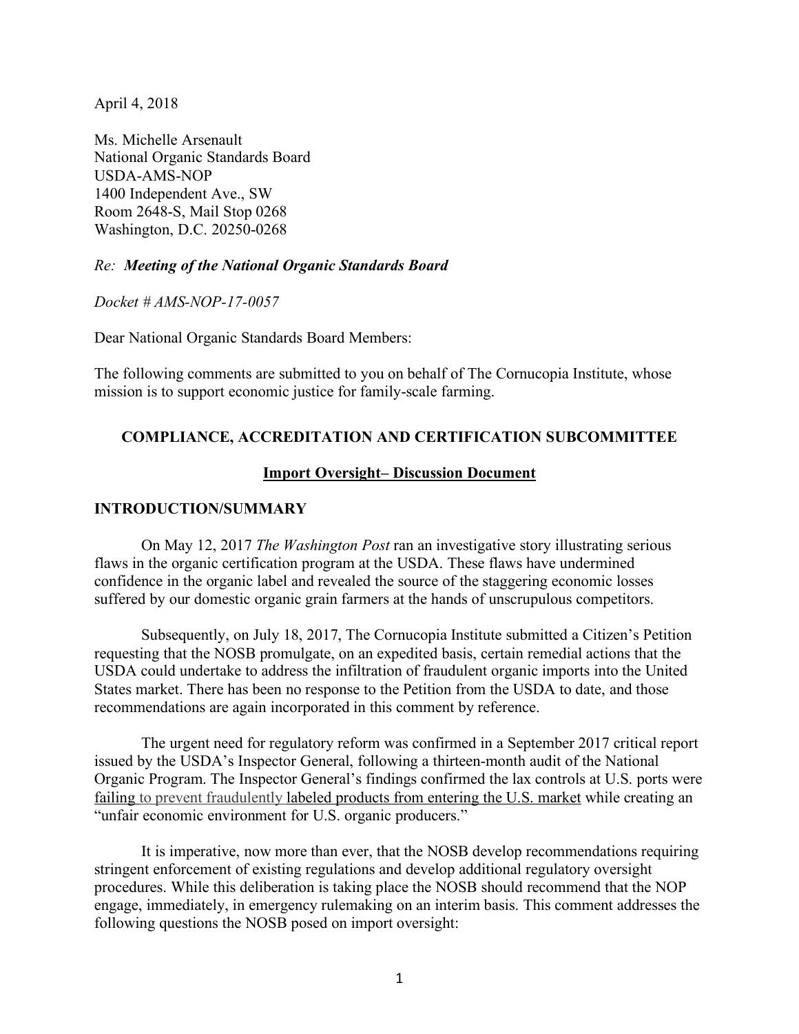April 4, 2018

Ms. Michelle Arsenault
National Organic Standards Board
USDA-AMS-NOP
1400 Independent Ave., SW
Room 2648-S, Mail Stop 0268
Washington, D.C. 20250-0268

*Re: **Meeting of the National Organic Standards Board***

*Docket # AMS-NOP-17-0057*

Dear National Organic Standards Board Members:

The following comments are submitted to you on behalf of The Cornucopia Institute, whose mission is to support economic justice for family-scale farming.

## COMPLIANCE, ACCREDITATION AND CERTIFICATION SUBCOMMITTEE

### Import Oversight– Discussion Document

### INTRODUCTION/SUMMARY

On May 12, 2017 *The Washington Post* ran an investigative story illustrating serious flaws in the organic certification program at the USDA. These flaws have undermined confidence in the organic label and revealed the source of the staggering economic losses suffered by our domestic organic grain farmers at the hands of unscrupulous competitors.

Subsequently, on July 18, 2017, The Cornucopia Institute submitted a Citizen's Petition requesting that the NOSB promulgate, on an expedited basis, certain remedial actions that the USDA could undertake to address the infiltration of fraudulent organic imports into the United States market. There has been no response to the Petition from the USDA to date, and those recommendations are again incorporated in this comment by reference.

The urgent need for regulatory reform was confirmed in a September 2017 critical report issued by the USDA's Inspector General, following a thirteen-month audit of the National Organic Program. The Inspector General's findings confirmed the lax controls at U.S. ports were failing to prevent fraudulently labeled products from entering the U.S. market while creating an "unfair economic environment for U.S. organic producers."

It is imperative, now more than ever, that the NOSB develop recommendations requiring stringent enforcement of existing regulations and develop additional regulatory oversight procedures. While this deliberation is taking place the NOSB should recommend that the NOP engage, immediately, in emergency rulemaking on an interim basis. This comment addresses the following questions the NOSB posed on import oversight: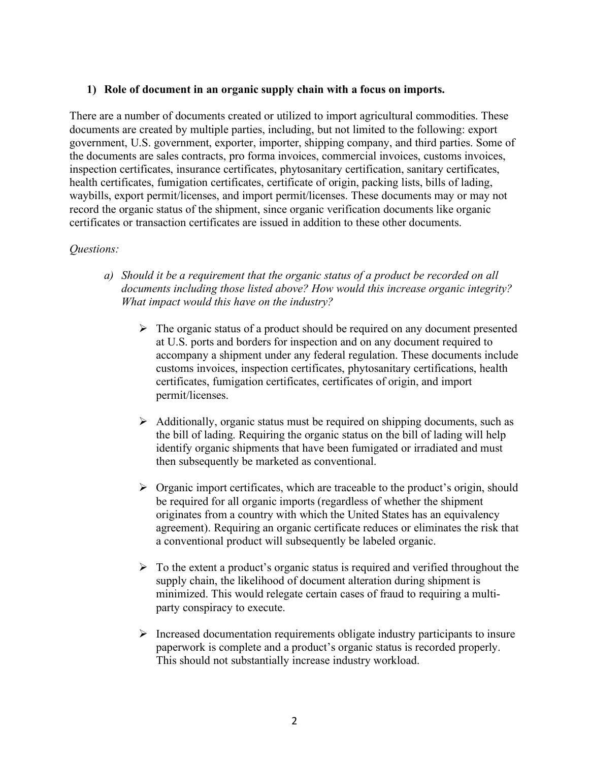### 1) Role of document in an organic supply chain with a focus on imports.

There are a number of documents created or utilized to import agricultural commodities. These documents are created by multiple parties, including, but not limited to the following: export government, U.S. government, exporter, importer, shipping company, and third parties. Some of the documents are sales contracts, pro forma invoices, commercial invoices, customs invoices, inspection certificates, insurance certificates, phytosanitary certification, sanitary certificates, health certificates, fumigation certificates, certificate of origin, packing lists, bills of lading, waybills, export permit/licenses, and import permit/licenses. These documents may or may not record the organic status of the shipment, since organic verification documents like organic certificates or transaction certificates are issued in addition to these other documents.

*Questions:*

a) *Should it be a requirement that the organic status of a product be recorded on all documents including those listed above? How would this increase organic integrity? What impact would this have on the industry?*

- The organic status of a product should be required on any document presented at U.S. ports and borders for inspection and on any document required to accompany a shipment under any federal regulation. These documents include customs invoices, inspection certificates, phytosanitary certifications, health certificates, fumigation certificates, certificates of origin, and import permit/licenses.

- Additionally, organic status must be required on shipping documents, such as the bill of lading. Requiring the organic status on the bill of lading will help identify organic shipments that have been fumigated or irradiated and must then subsequently be marketed as conventional.

- Organic import certificates, which are traceable to the product's origin, should be required for all organic imports (regardless of whether the shipment originates from a country with which the United States has an equivalency agreement). Requiring an organic certificate reduces or eliminates the risk that a conventional product will subsequently be labeled organic.

- To the extent a product's organic status is required and verified throughout the supply chain, the likelihood of document alteration during shipment is minimized. This would relegate certain cases of fraud to requiring a multi-party conspiracy to execute.

- Increased documentation requirements obligate industry participants to insure paperwork is complete and a product's organic status is recorded properly. This should not substantially increase industry workload.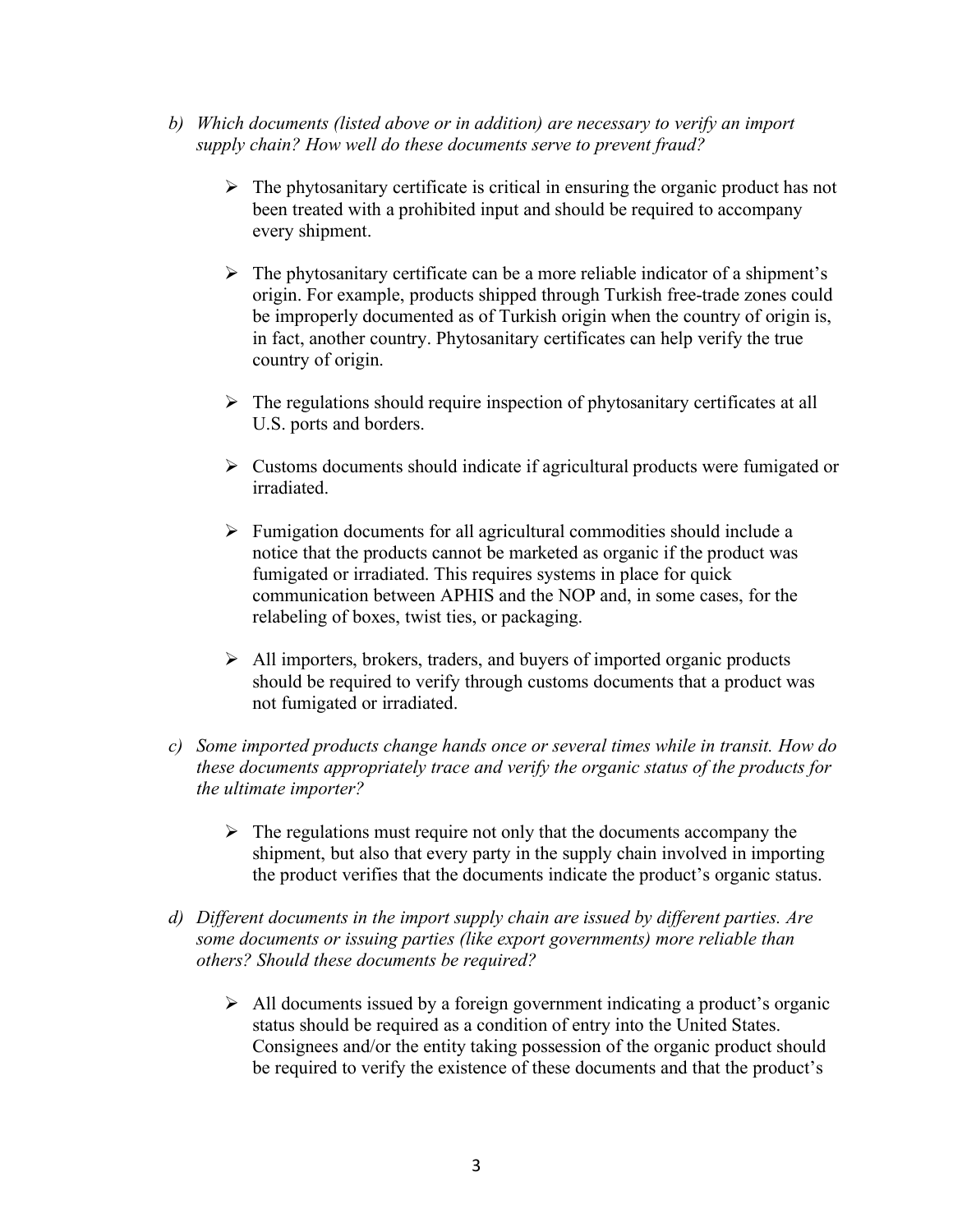*b) Which documents (listed above or in addition) are necessary to verify an import supply chain? How well do these documents serve to prevent fraud?*

- The phytosanitary certificate is critical in ensuring the organic product has not been treated with a prohibited input and should be required to accompany every shipment.

- The phytosanitary certificate can be a more reliable indicator of a shipment's origin. For example, products shipped through Turkish free-trade zones could be improperly documented as of Turkish origin when the country of origin is, in fact, another country. Phytosanitary certificates can help verify the true country of origin.

- The regulations should require inspection of phytosanitary certificates at all U.S. ports and borders.

- Customs documents should indicate if agricultural products were fumigated or irradiated.

- Fumigation documents for all agricultural commodities should include a notice that the products cannot be marketed as organic if the product was fumigated or irradiated. This requires systems in place for quick communication between APHIS and the NOP and, in some cases, for the relabeling of boxes, twist ties, or packaging.

- All importers, brokers, traders, and buyers of imported organic products should be required to verify through customs documents that a product was not fumigated or irradiated.

*c) Some imported products change hands once or several times while in transit. How do these documents appropriately trace and verify the organic status of the products for the ultimate importer?*

- The regulations must require not only that the documents accompany the shipment, but also that every party in the supply chain involved in importing the product verifies that the documents indicate the product's organic status.

*d) Different documents in the import supply chain are issued by different parties. Are some documents or issuing parties (like export governments) more reliable than others? Should these documents be required?*

- All documents issued by a foreign government indicating a product's organic status should be required as a condition of entry into the United States. Consignees and/or the entity taking possession of the organic product should be required to verify the existence of these documents and that the product's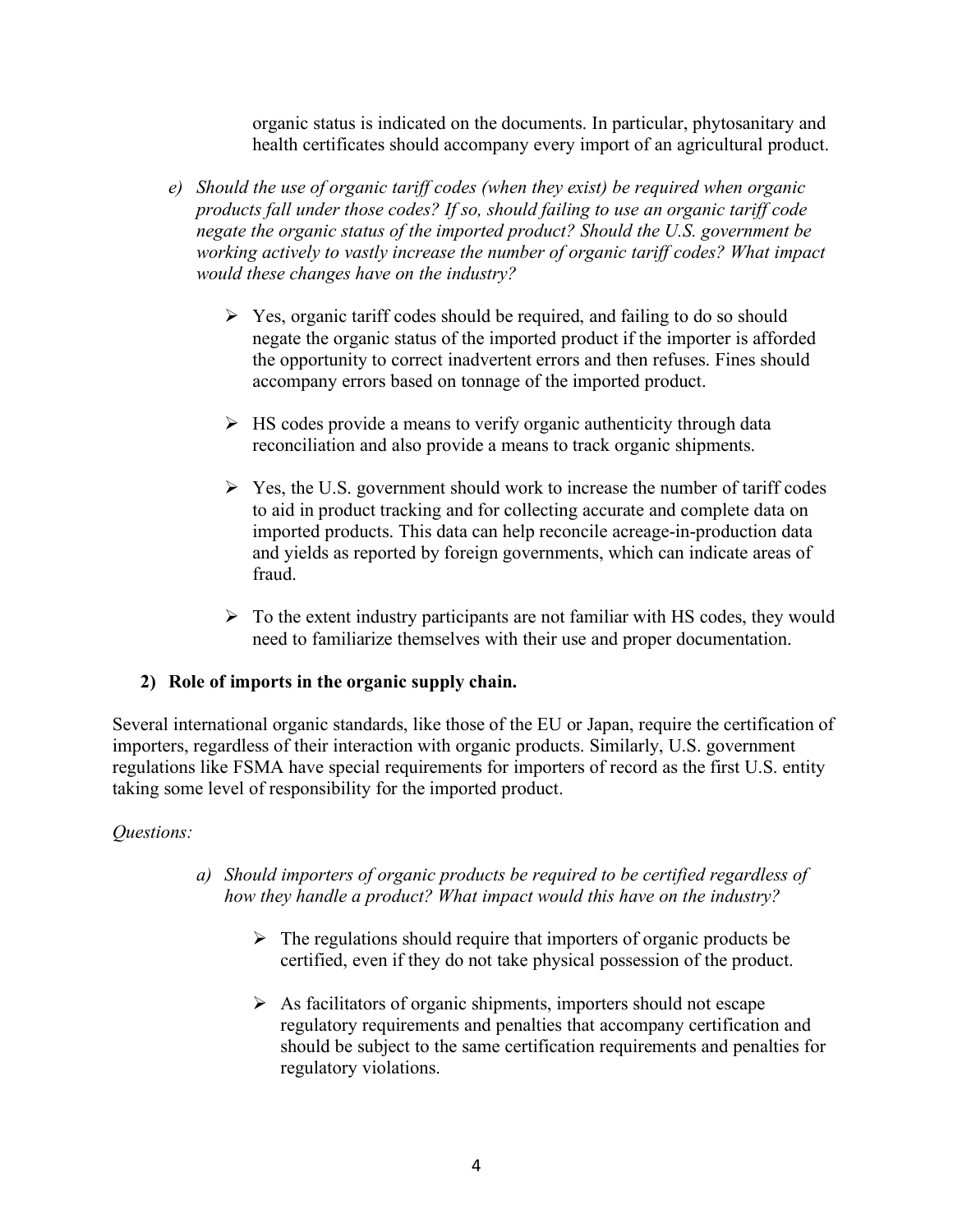organic status is indicated on the documents. In particular, phytosanitary and health certificates should accompany every import of an agricultural product.

*e) Should the use of organic tariff codes (when they exist) be required when organic products fall under those codes? If so, should failing to use an organic tariff code negate the organic status of the imported product? Should the U.S. government be working actively to vastly increase the number of organic tariff codes? What impact would these changes have on the industry?*

- Yes, organic tariff codes should be required, and failing to do so should negate the organic status of the imported product if the importer is afforded the opportunity to correct inadvertent errors and then refuses. Fines should accompany errors based on tonnage of the imported product.

- HS codes provide a means to verify organic authenticity through data reconciliation and also provide a means to track organic shipments.

- Yes, the U.S. government should work to increase the number of tariff codes to aid in product tracking and for collecting accurate and complete data on imported products. This data can help reconcile acreage-in-production data and yields as reported by foreign governments, which can indicate areas of fraud.

- To the extent industry participants are not familiar with HS codes, they would need to familiarize themselves with their use and proper documentation.

**2) Role of imports in the organic supply chain.**

Several international organic standards, like those of the EU or Japan, require the certification of importers, regardless of their interaction with organic products. Similarly, U.S. government regulations like FSMA have special requirements for importers of record as the first U.S. entity taking some level of responsibility for the imported product.

*Questions:*

*a) Should importers of organic products be required to be certified regardless of how they handle a product? What impact would this have on the industry?*

- The regulations should require that importers of organic products be certified, even if they do not take physical possession of the product.

- As facilitators of organic shipments, importers should not escape regulatory requirements and penalties that accompany certification and should be subject to the same certification requirements and penalties for regulatory violations.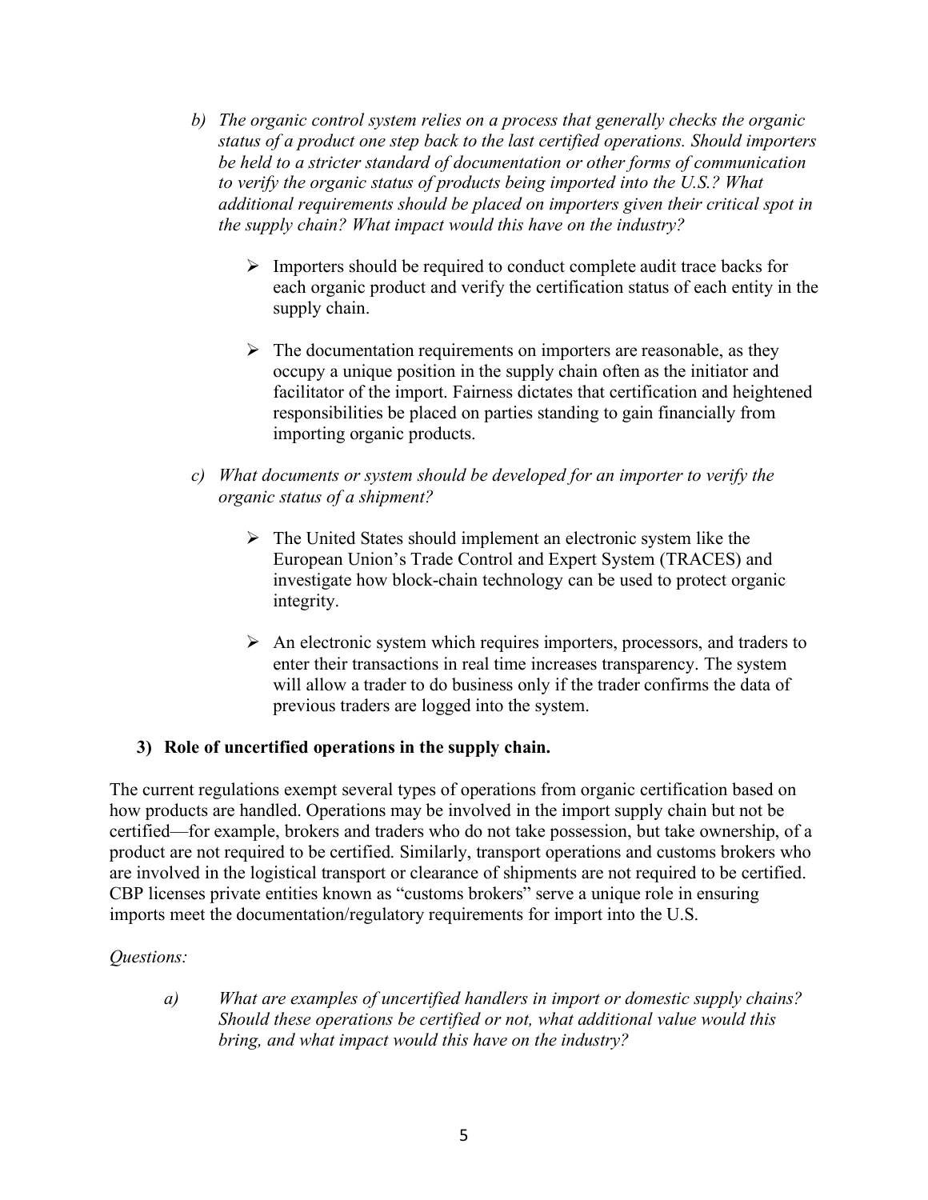b) *The organic control system relies on a process that generally checks the organic status of a product one step back to the last certified operations. Should importers be held to a stricter standard of documentation or other forms of communication to verify the organic status of products being imported into the U.S.? What additional requirements should be placed on importers given their critical spot in the supply chain? What impact would this have on the industry?*

   - Importers should be required to conduct complete audit trace backs for each organic product and verify the certification status of each entity in the supply chain.

   - The documentation requirements on importers are reasonable, as they occupy a unique position in the supply chain often as the initiator and facilitator of the import. Fairness dictates that certification and heightened responsibilities be placed on parties standing to gain financially from importing organic products.

c) *What documents or system should be developed for an importer to verify the organic status of a shipment?*

   - The United States should implement an electronic system like the European Union's Trade Control and Expert System (TRACES) and investigate how block-chain technology can be used to protect organic integrity.

   - An electronic system which requires importers, processors, and traders to enter their transactions in real time increases transparency. The system will allow a trader to do business only if the trader confirms the data of previous traders are logged into the system.

**3) Role of uncertified operations in the supply chain.**

The current regulations exempt several types of operations from organic certification based on how products are handled. Operations may be involved in the import supply chain but not be certified—for example, brokers and traders who do not take possession, but take ownership, of a product are not required to be certified. Similarly, transport operations and customs brokers who are involved in the logistical transport or clearance of shipments are not required to be certified. CBP licenses private entities known as "customs brokers" serve a unique role in ensuring imports meet the documentation/regulatory requirements for import into the U.S.

*Questions:*

a) *What are examples of uncertified handlers in import or domestic supply chains? Should these operations be certified or not, what additional value would this bring, and what impact would this have on the industry?*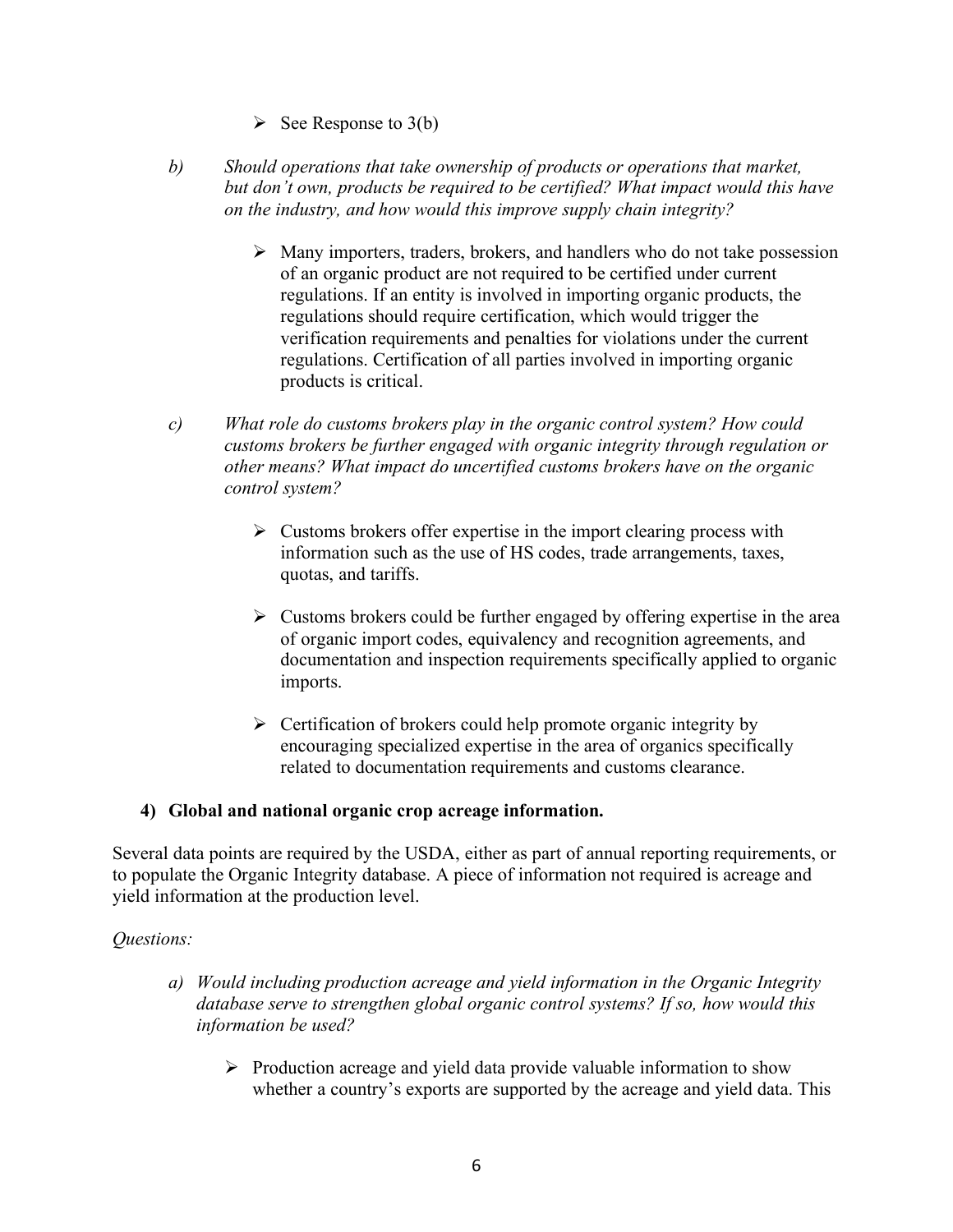- See Response to 3(b)

*b) Should operations that take ownership of products or operations that market, but don't own, products be required to be certified? What impact would this have on the industry, and how would this improve supply chain integrity?*

- Many importers, traders, brokers, and handlers who do not take possession of an organic product are not required to be certified under current regulations. If an entity is involved in importing organic products, the regulations should require certification, which would trigger the verification requirements and penalties for violations under the current regulations. Certification of all parties involved in importing organic products is critical.

*c) What role do customs brokers play in the organic control system? How could customs brokers be further engaged with organic integrity through regulation or other means? What impact do uncertified customs brokers have on the organic control system?*

- Customs brokers offer expertise in the import clearing process with information such as the use of HS codes, trade arrangements, taxes, quotas, and tariffs.

- Customs brokers could be further engaged by offering expertise in the area of organic import codes, equivalency and recognition agreements, and documentation and inspection requirements specifically applied to organic imports.

- Certification of brokers could help promote organic integrity by encouraging specialized expertise in the area of organics specifically related to documentation requirements and customs clearance.

**4) Global and national organic crop acreage information.**

Several data points are required by the USDA, either as part of annual reporting requirements, or to populate the Organic Integrity database. A piece of information not required is acreage and yield information at the production level.

*Questions:*

*a) Would including production acreage and yield information in the Organic Integrity database serve to strengthen global organic control systems? If so, how would this information be used?*

- Production acreage and yield data provide valuable information to show whether a country's exports are supported by the acreage and yield data. This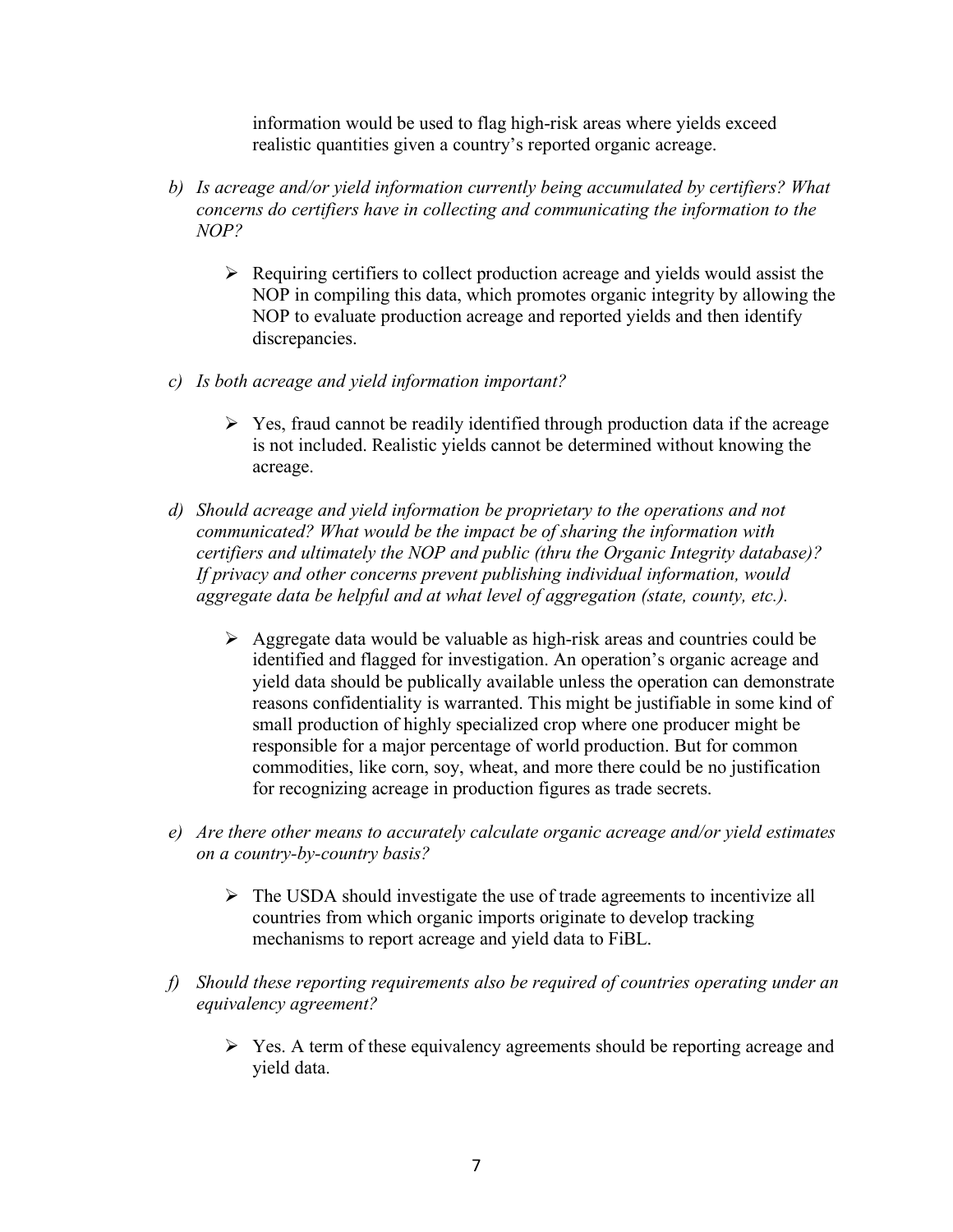information would be used to flag high-risk areas where yields exceed realistic quantities given a country's reported organic acreage.

*b) Is acreage and/or yield information currently being accumulated by certifiers? What concerns do certifiers have in collecting and communicating the information to the NOP?*

- Requiring certifiers to collect production acreage and yields would assist the NOP in compiling this data, which promotes organic integrity by allowing the NOP to evaluate production acreage and reported yields and then identify discrepancies.

*c) Is both acreage and yield information important?*

- Yes, fraud cannot be readily identified through production data if the acreage is not included. Realistic yields cannot be determined without knowing the acreage.

*d) Should acreage and yield information be proprietary to the operations and not communicated? What would be the impact be of sharing the information with certifiers and ultimately the NOP and public (thru the Organic Integrity database)? If privacy and other concerns prevent publishing individual information, would aggregate data be helpful and at what level of aggregation (state, county, etc.).*

- Aggregate data would be valuable as high-risk areas and countries could be identified and flagged for investigation. An operation's organic acreage and yield data should be publically available unless the operation can demonstrate reasons confidentiality is warranted. This might be justifiable in some kind of small production of highly specialized crop where one producer might be responsible for a major percentage of world production. But for common commodities, like corn, soy, wheat, and more there could be no justification for recognizing acreage in production figures as trade secrets.

*e) Are there other means to accurately calculate organic acreage and/or yield estimates on a country-by-country basis?*

- The USDA should investigate the use of trade agreements to incentivize all countries from which organic imports originate to develop tracking mechanisms to report acreage and yield data to FiBL.

*f) Should these reporting requirements also be required of countries operating under an equivalency agreement?*

- Yes. A term of these equivalency agreements should be reporting acreage and yield data.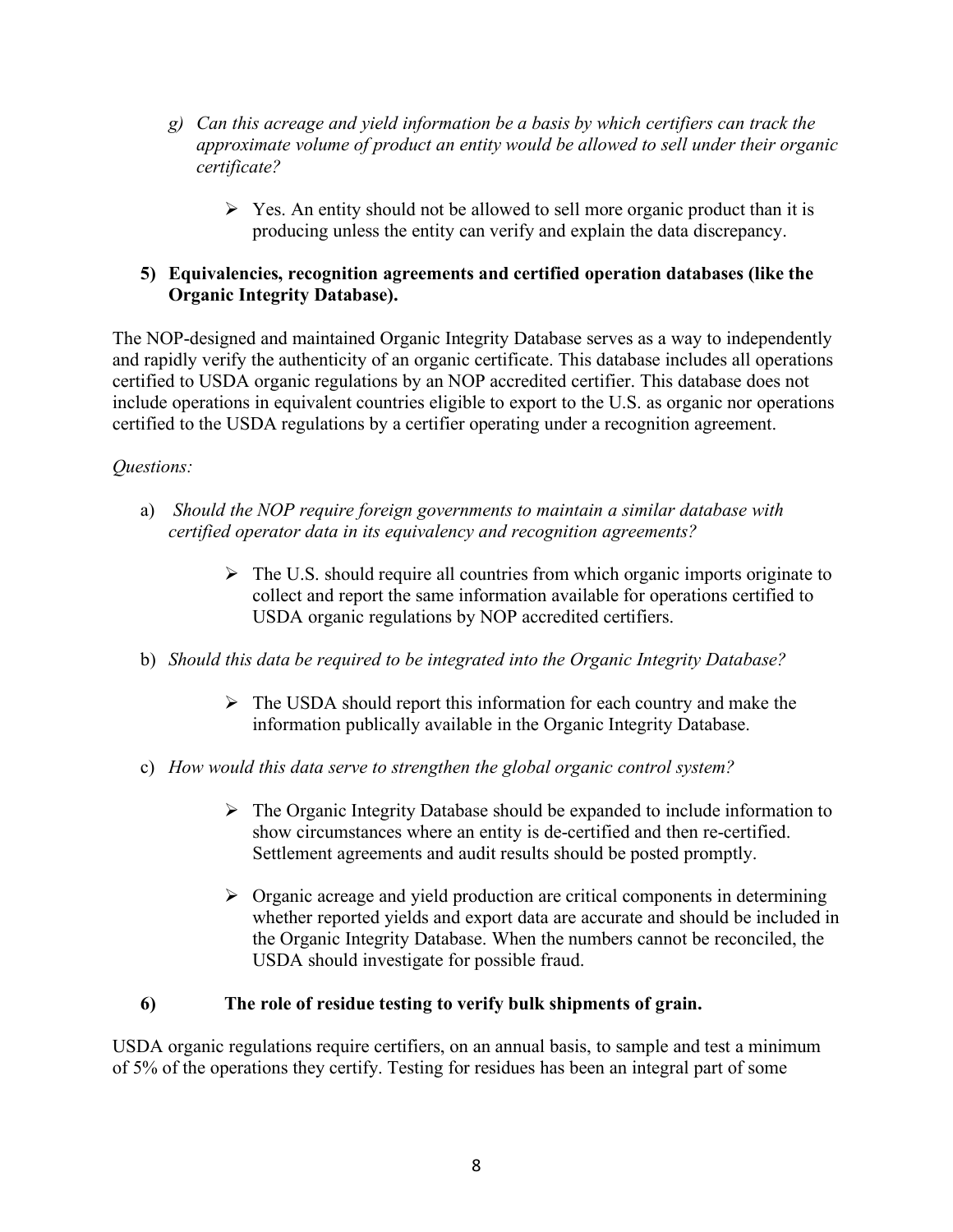g) *Can this acreage and yield information be a basis by which certifiers can track the approximate volume of product an entity would be allowed to sell under their organic certificate?*

   - Yes. An entity should not be allowed to sell more organic product than it is producing unless the entity can verify and explain the data discrepancy.

**5) Equivalencies, recognition agreements and certified operation databases (like the Organic Integrity Database).**

The NOP-designed and maintained Organic Integrity Database serves as a way to independently and rapidly verify the authenticity of an organic certificate. This database includes all operations certified to USDA organic regulations by an NOP accredited certifier. This database does not include operations in equivalent countries eligible to export to the U.S. as organic nor operations certified to the USDA regulations by a certifier operating under a recognition agreement.

*Questions:*

a) *Should the NOP require foreign governments to maintain a similar database with certified operator data in its equivalency and recognition agreements?*

   - The U.S. should require all countries from which organic imports originate to collect and report the same information available for operations certified to USDA organic regulations by NOP accredited certifiers.

b) *Should this data be required to be integrated into the Organic Integrity Database?*

   - The USDA should report this information for each country and make the information publically available in the Organic Integrity Database.

c) *How would this data serve to strengthen the global organic control system?*

   - The Organic Integrity Database should be expanded to include information to show circumstances where an entity is de-certified and then re-certified. Settlement agreements and audit results should be posted promptly.

   - Organic acreage and yield production are critical components in determining whether reported yields and export data are accurate and should be included in the Organic Integrity Database. When the numbers cannot be reconciled, the USDA should investigate for possible fraud.

**6) The role of residue testing to verify bulk shipments of grain.**

USDA organic regulations require certifiers, on an annual basis, to sample and test a minimum of 5% of the operations they certify. Testing for residues has been an integral part of some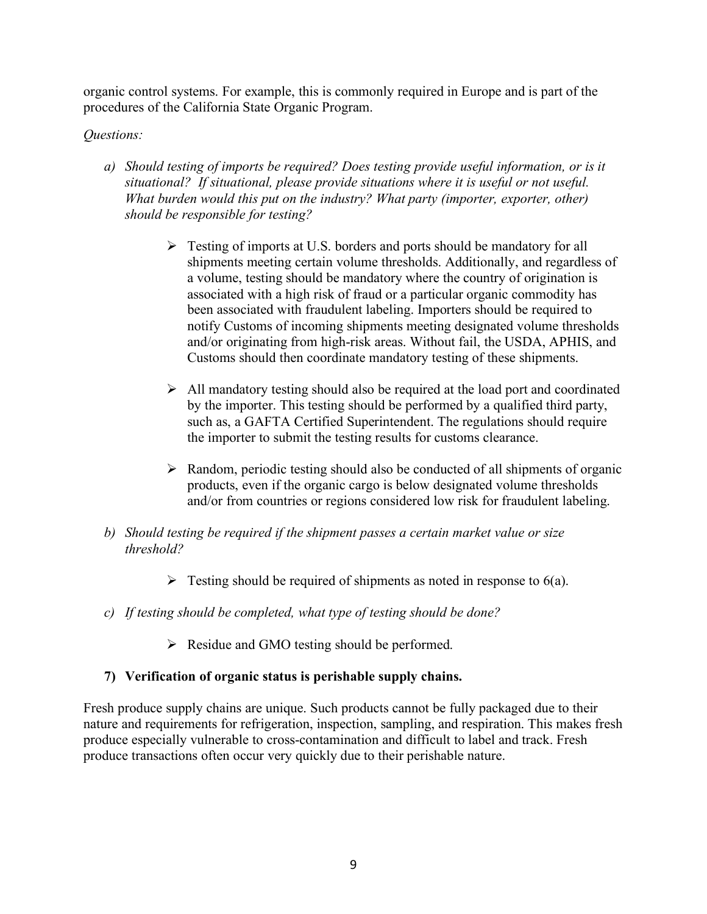organic control systems. For example, this is commonly required in Europe and is part of the procedures of the California State Organic Program.

*Questions:*

a) *Should testing of imports be required? Does testing provide useful information, or is it situational? If situational, please provide situations where it is useful or not useful. What burden would this put on the industry? What party (importer, exporter, other) should be responsible for testing?*

   - Testing of imports at U.S. borders and ports should be mandatory for all shipments meeting certain volume thresholds. Additionally, and regardless of a volume, testing should be mandatory where the country of origination is associated with a high risk of fraud or a particular organic commodity has been associated with fraudulent labeling. Importers should be required to notify Customs of incoming shipments meeting designated volume thresholds and/or originating from high-risk areas. Without fail, the USDA, APHIS, and Customs should then coordinate mandatory testing of these shipments.

   - All mandatory testing should also be required at the load port and coordinated by the importer. This testing should be performed by a qualified third party, such as, a GAFTA Certified Superintendent. The regulations should require the importer to submit the testing results for customs clearance.

   - Random, periodic testing should also be conducted of all shipments of organic products, even if the organic cargo is below designated volume thresholds and/or from countries or regions considered low risk for fraudulent labeling.

b) *Should testing be required if the shipment passes a certain market value or size threshold?*

   - Testing should be required of shipments as noted in response to 6(a).

c) *If testing should be completed, what type of testing should be done?*

   - Residue and GMO testing should be performed.

**7) Verification of organic status is perishable supply chains.**

Fresh produce supply chains are unique. Such products cannot be fully packaged due to their nature and requirements for refrigeration, inspection, sampling, and respiration. This makes fresh produce especially vulnerable to cross-contamination and difficult to label and track. Fresh produce transactions often occur very quickly due to their perishable nature.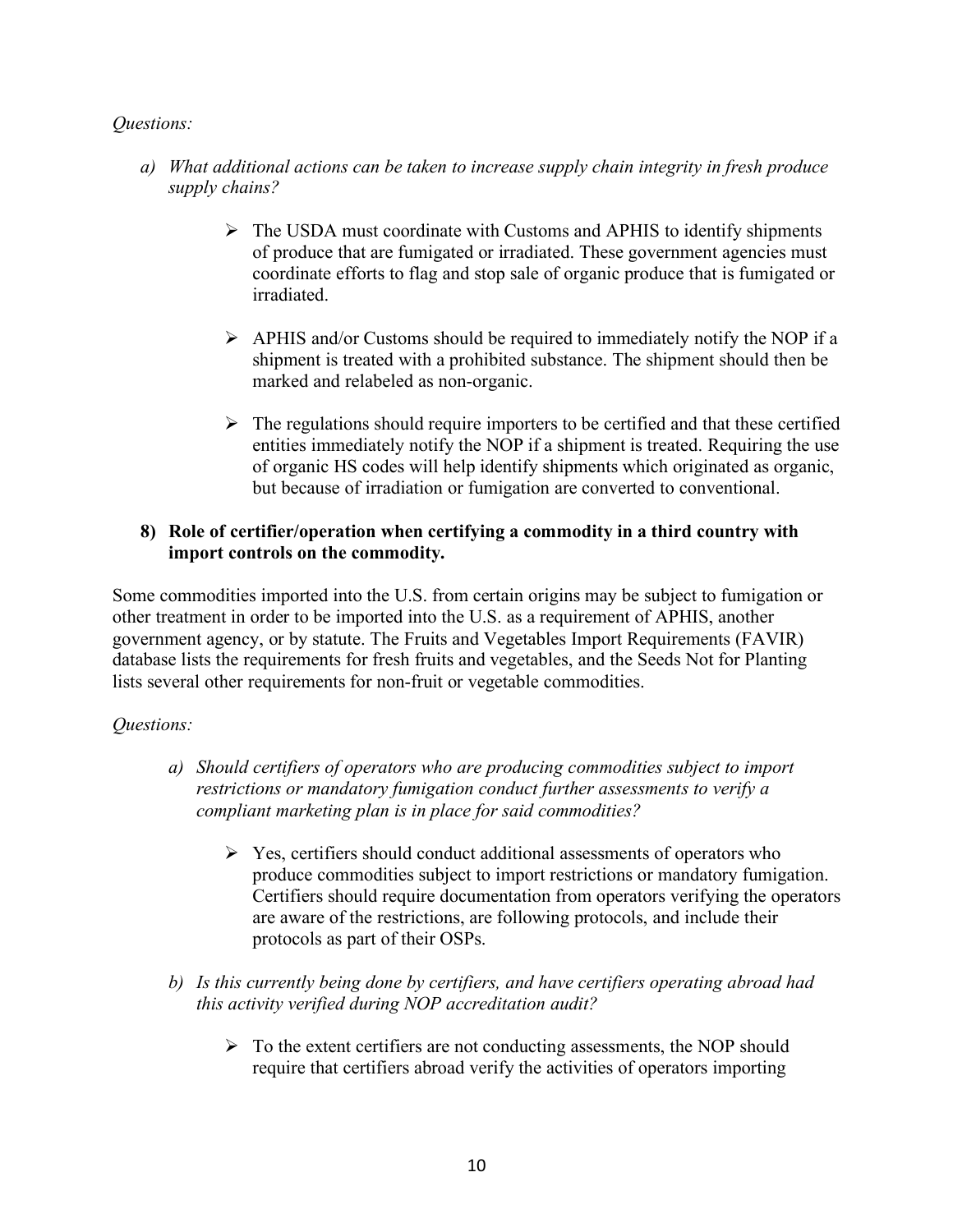*Questions:*

a) *What additional actions can be taken to increase supply chain integrity in fresh produce supply chains?*

   - The USDA must coordinate with Customs and APHIS to identify shipments of produce that are fumigated or irradiated. These government agencies must coordinate efforts to flag and stop sale of organic produce that is fumigated or irradiated.

   - APHIS and/or Customs should be required to immediately notify the NOP if a shipment is treated with a prohibited substance. The shipment should then be marked and relabeled as non-organic.

   - The regulations should require importers to be certified and that these certified entities immediately notify the NOP if a shipment is treated. Requiring the use of organic HS codes will help identify shipments which originated as organic, but because of irradiation or fumigation are converted to conventional.

**8) Role of certifier/operation when certifying a commodity in a third country with import controls on the commodity.**

Some commodities imported into the U.S. from certain origins may be subject to fumigation or other treatment in order to be imported into the U.S. as a requirement of APHIS, another government agency, or by statute. The Fruits and Vegetables Import Requirements (FAVIR) database lists the requirements for fresh fruits and vegetables, and the Seeds Not for Planting lists several other requirements for non-fruit or vegetable commodities.

*Questions:*

a) *Should certifiers of operators who are producing commodities subject to import restrictions or mandatory fumigation conduct further assessments to verify a compliant marketing plan is in place for said commodities?*

   - Yes, certifiers should conduct additional assessments of operators who produce commodities subject to import restrictions or mandatory fumigation. Certifiers should require documentation from operators verifying the operators are aware of the restrictions, are following protocols, and include their protocols as part of their OSPs.

b) *Is this currently being done by certifiers, and have certifiers operating abroad had this activity verified during NOP accreditation audit?*

   - To the extent certifiers are not conducting assessments, the NOP should require that certifiers abroad verify the activities of operators importing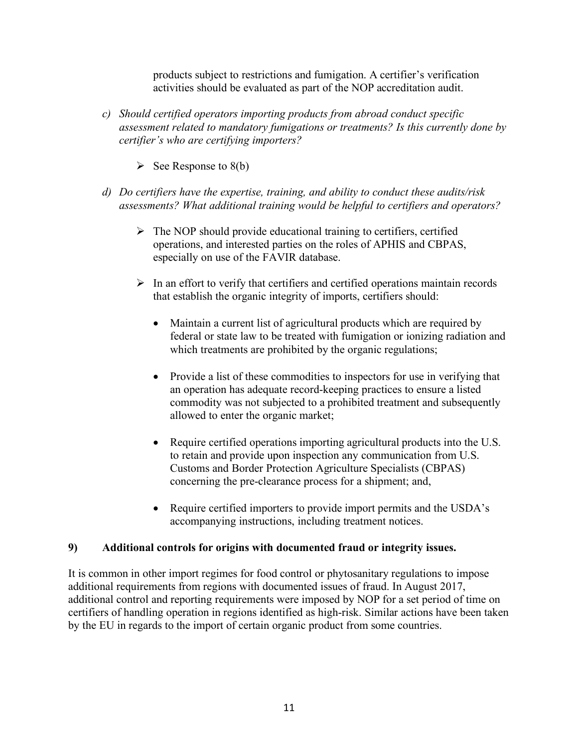products subject to restrictions and fumigation. A certifier's verification activities should be evaluated as part of the NOP accreditation audit.

c) *Should certified operators importing products from abroad conduct specific assessment related to mandatory fumigations or treatments? Is this currently done by certifier's who are certifying importers?*

   - See Response to 8(b)

d) *Do certifiers have the expertise, training, and ability to conduct these audits/risk assessments? What additional training would be helpful to certifiers and operators?*

   - The NOP should provide educational training to certifiers, certified operations, and interested parties on the roles of APHIS and CBPAS, especially on use of the FAVIR database.

   - In an effort to verify that certifiers and certified operations maintain records that establish the organic integrity of imports, certifiers should:

     - Maintain a current list of agricultural products which are required by federal or state law to be treated with fumigation or ionizing radiation and which treatments are prohibited by the organic regulations;

     - Provide a list of these commodities to inspectors for use in verifying that an operation has adequate record-keeping practices to ensure a listed commodity was not subjected to a prohibited treatment and subsequently allowed to enter the organic market;

     - Require certified operations importing agricultural products into the U.S. to retain and provide upon inspection any communication from U.S. Customs and Border Protection Agriculture Specialists (CBPAS) concerning the pre-clearance process for a shipment; and,

     - Require certified importers to provide import permits and the USDA's accompanying instructions, including treatment notices.

**9) Additional controls for origins with documented fraud or integrity issues.**

It is common in other import regimes for food control or phytosanitary regulations to impose additional requirements from regions with documented issues of fraud. In August 2017, additional control and reporting requirements were imposed by NOP for a set period of time on certifiers of handling operation in regions identified as high-risk. Similar actions have been taken by the EU in regards to the import of certain organic product from some countries.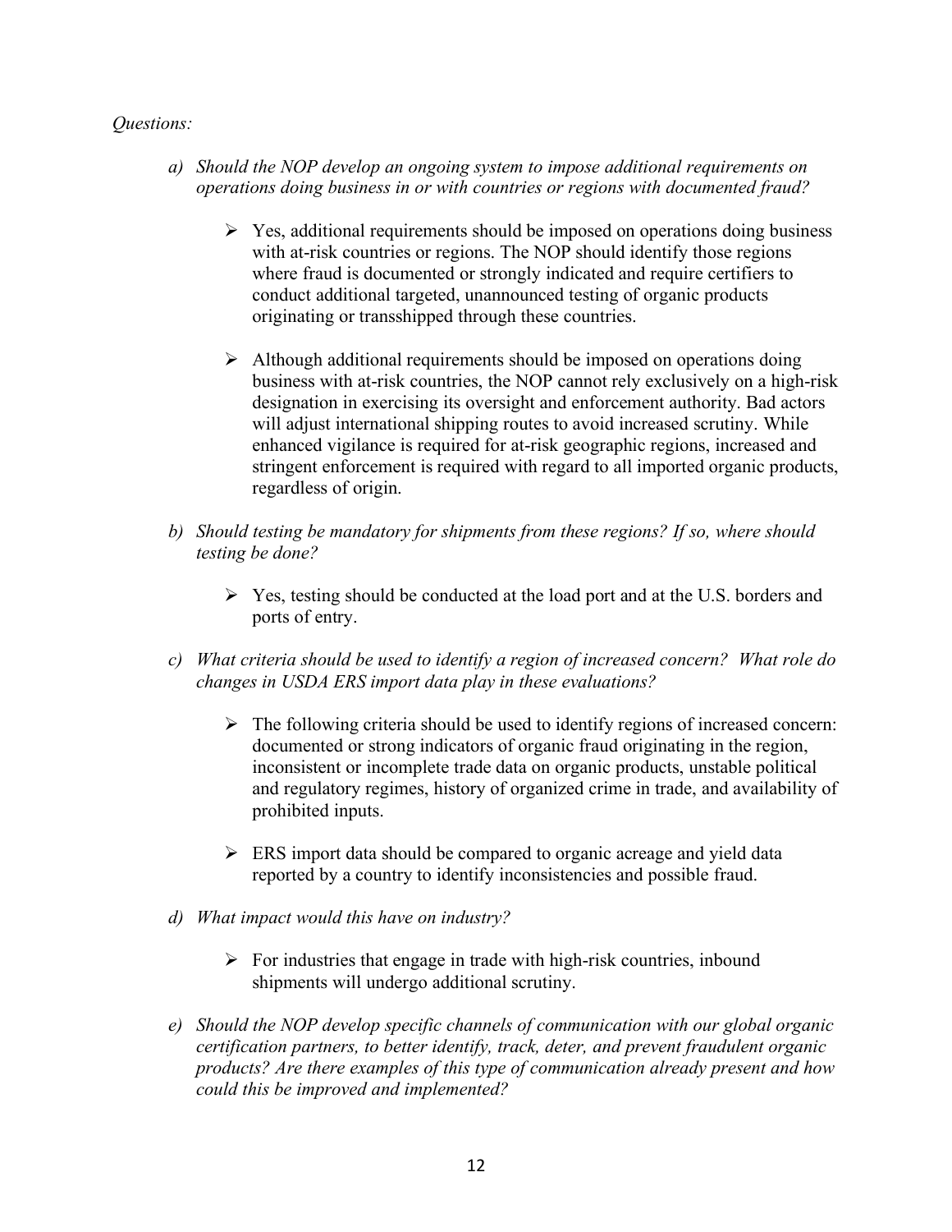*Questions:*

*a) Should the NOP develop an ongoing system to impose additional requirements on operations doing business in or with countries or regions with documented fraud?*

- Yes, additional requirements should be imposed on operations doing business with at-risk countries or regions. The NOP should identify those regions where fraud is documented or strongly indicated and require certifiers to conduct additional targeted, unannounced testing of organic products originating or transshipped through these countries.

- Although additional requirements should be imposed on operations doing business with at-risk countries, the NOP cannot rely exclusively on a high-risk designation in exercising its oversight and enforcement authority. Bad actors will adjust international shipping routes to avoid increased scrutiny. While enhanced vigilance is required for at-risk geographic regions, increased and stringent enforcement is required with regard to all imported organic products, regardless of origin.

*b) Should testing be mandatory for shipments from these regions? If so, where should testing be done?*

- Yes, testing should be conducted at the load port and at the U.S. borders and ports of entry.

*c) What criteria should be used to identify a region of increased concern? What role do changes in USDA ERS import data play in these evaluations?*

- The following criteria should be used to identify regions of increased concern: documented or strong indicators of organic fraud originating in the region, inconsistent or incomplete trade data on organic products, unstable political and regulatory regimes, history of organized crime in trade, and availability of prohibited inputs.

- ERS import data should be compared to organic acreage and yield data reported by a country to identify inconsistencies and possible fraud.

*d) What impact would this have on industry?*

- For industries that engage in trade with high-risk countries, inbound shipments will undergo additional scrutiny.

*e) Should the NOP develop specific channels of communication with our global organic certification partners, to better identify, track, deter, and prevent fraudulent organic products? Are there examples of this type of communication already present and how could this be improved and implemented?*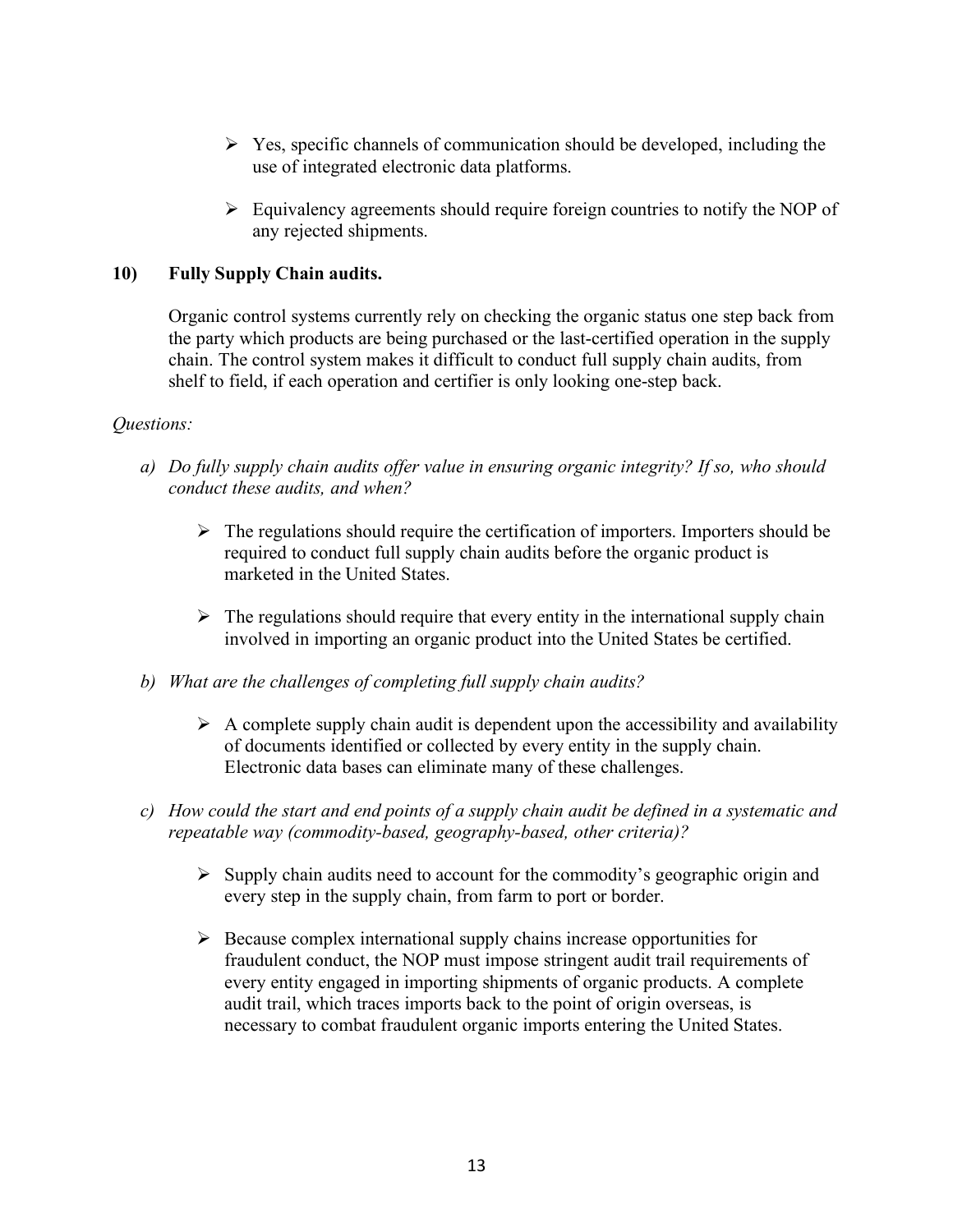- Yes, specific channels of communication should be developed, including the use of integrated electronic data platforms.

- Equivalency agreements should require foreign countries to notify the NOP of any rejected shipments.

**10) Fully Supply Chain audits.**

Organic control systems currently rely on checking the organic status one step back from the party which products are being purchased or the last-certified operation in the supply chain. The control system makes it difficult to conduct full supply chain audits, from shelf to field, if each operation and certifier is only looking one-step back.

*Questions:*

*a) Do fully supply chain audits offer value in ensuring organic integrity? If so, who should conduct these audits, and when?*

- The regulations should require the certification of importers. Importers should be required to conduct full supply chain audits before the organic product is marketed in the United States.

- The regulations should require that every entity in the international supply chain involved in importing an organic product into the United States be certified.

*b) What are the challenges of completing full supply chain audits?*

- A complete supply chain audit is dependent upon the accessibility and availability of documents identified or collected by every entity in the supply chain. Electronic data bases can eliminate many of these challenges.

*c) How could the start and end points of a supply chain audit be defined in a systematic and repeatable way (commodity-based, geography-based, other criteria)?*

- Supply chain audits need to account for the commodity's geographic origin and every step in the supply chain, from farm to port or border.

- Because complex international supply chains increase opportunities for fraudulent conduct, the NOP must impose stringent audit trail requirements of every entity engaged in importing shipments of organic products. A complete audit trail, which traces imports back to the point of origin overseas, is necessary to combat fraudulent organic imports entering the United States.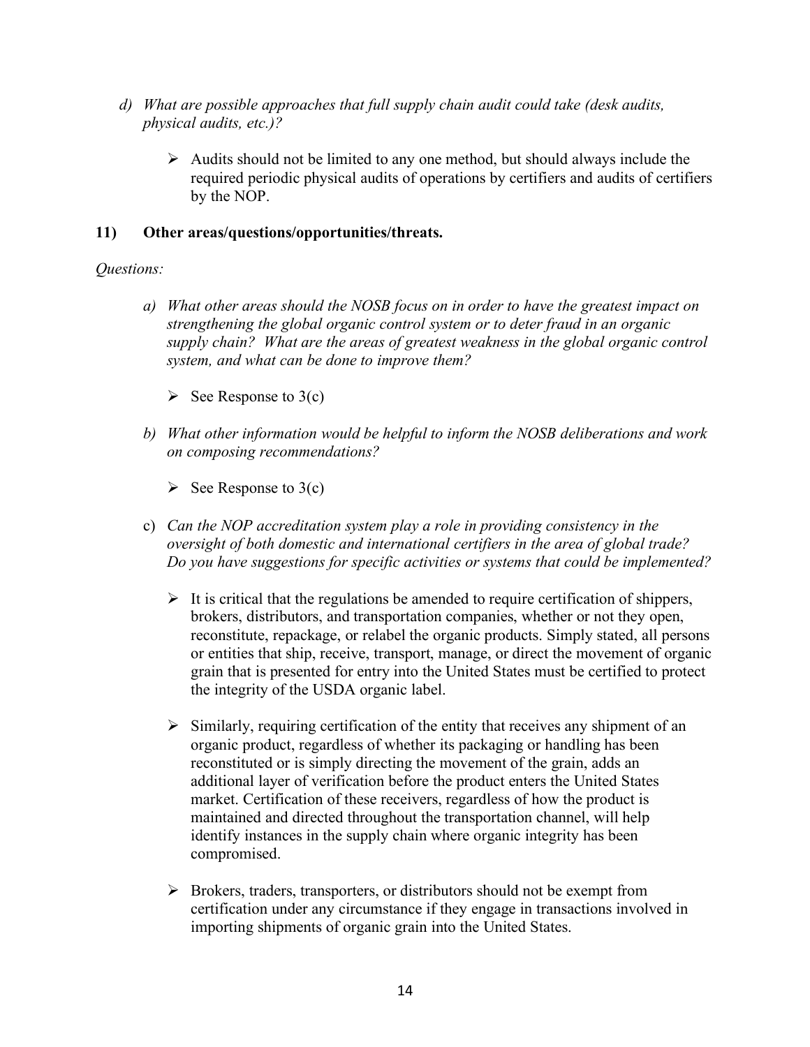*d) What are possible approaches that full supply chain audit could take (desk audits, physical audits, etc.)?*

- Audits should not be limited to any one method, but should always include the required periodic physical audits of operations by certifiers and audits of certifiers by the NOP.

**11) Other areas/questions/opportunities/threats.**

*Questions:*

*a) What other areas should the NOSB focus on in order to have the greatest impact on strengthening the global organic control system or to deter fraud in an organic supply chain? What are the areas of greatest weakness in the global organic control system, and what can be done to improve them?*

- See Response to 3(c)

*b) What other information would be helpful to inform the NOSB deliberations and work on composing recommendations?*

- See Response to 3(c)

c) *Can the NOP accreditation system play a role in providing consistency in the oversight of both domestic and international certifiers in the area of global trade? Do you have suggestions for specific activities or systems that could be implemented?*

- It is critical that the regulations be amended to require certification of shippers, brokers, distributors, and transportation companies, whether or not they open, reconstitute, repackage, or relabel the organic products. Simply stated, all persons or entities that ship, receive, transport, manage, or direct the movement of organic grain that is presented for entry into the United States must be certified to protect the integrity of the USDA organic label.

- Similarly, requiring certification of the entity that receives any shipment of an organic product, regardless of whether its packaging or handling has been reconstituted or is simply directing the movement of the grain, adds an additional layer of verification before the product enters the United States market. Certification of these receivers, regardless of how the product is maintained and directed throughout the transportation channel, will help identify instances in the supply chain where organic integrity has been compromised.

- Brokers, traders, transporters, or distributors should not be exempt from certification under any circumstance if they engage in transactions involved in importing shipments of organic grain into the United States.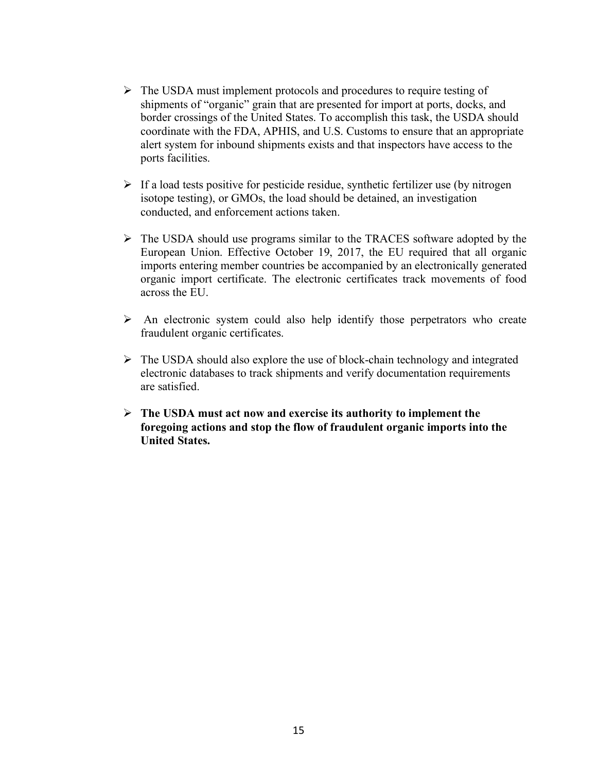- The USDA must implement protocols and procedures to require testing of shipments of "organic" grain that are presented for import at ports, docks, and border crossings of the United States. To accomplish this task, the USDA should coordinate with the FDA, APHIS, and U.S. Customs to ensure that an appropriate alert system for inbound shipments exists and that inspectors have access to the ports facilities.

- If a load tests positive for pesticide residue, synthetic fertilizer use (by nitrogen isotope testing), or GMOs, the load should be detained, an investigation conducted, and enforcement actions taken.

- The USDA should use programs similar to the TRACES software adopted by the European Union. Effective October 19, 2017, the EU required that all organic imports entering member countries be accompanied by an electronically generated organic import certificate. The electronic certificates track movements of food across the EU.

- An electronic system could also help identify those perpetrators who create fraudulent organic certificates.

- The USDA should also explore the use of block-chain technology and integrated electronic databases to track shipments and verify documentation requirements are satisfied.

- **The USDA must act now and exercise its authority to implement the foregoing actions and stop the flow of fraudulent organic imports into the United States.**